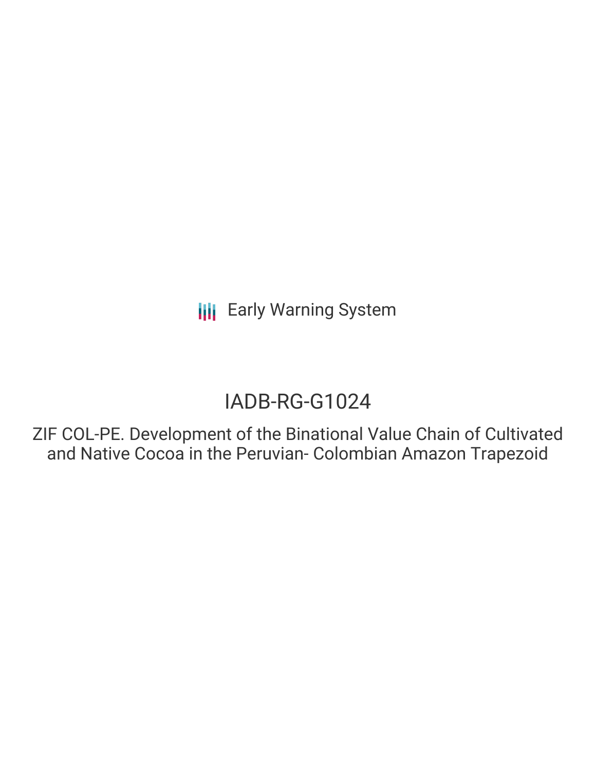Early Warning System

# IADB-RG-G1024

ZIF COL-PE. Development of the Binational Value Chain of Cultivated and Native Cocoa in the Peruvian- Colombian Amazon Trapezoid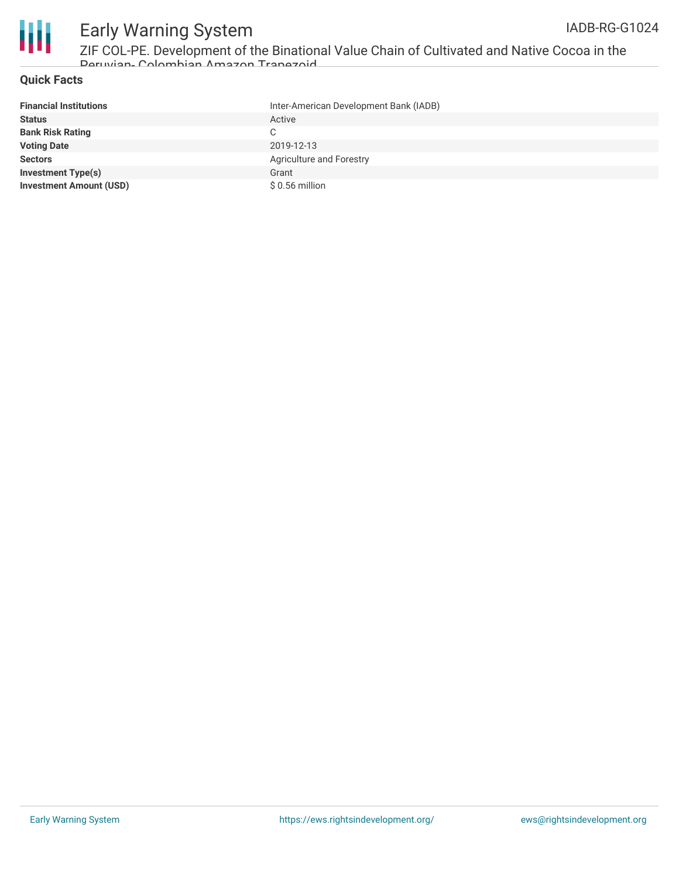## Quick Facts

| | |
|---|---|
| **Financial Institutions** | Inter-American Development Bank (IADB) |
| **Status** | Active |
| **Bank Risk Rating** | C |
| **Voting Date** | 2019-12-13 |
| **Sectors** | Agriculture and Forestry |
| **Investment Type(s)** | Grant |
| **Investment Amount (USD)** | $ 0.56 million |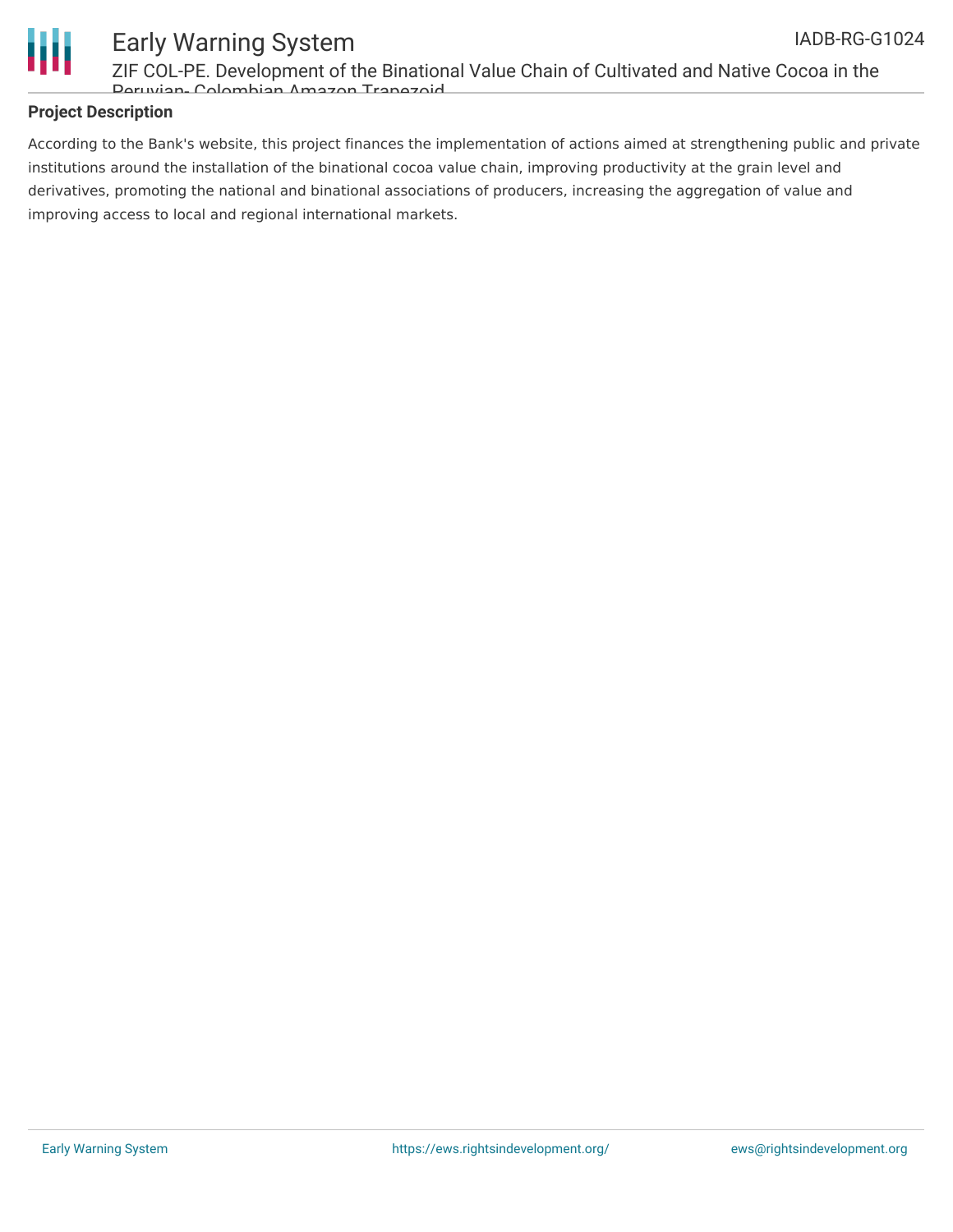## Project Description

According to the Bank's website, this project finances the implementation of actions aimed at strengthening public and private institutions around the installation of the binational cocoa value chain, improving productivity at the grain level and derivatives, promoting the national and binational associations of producers, increasing the aggregation of value and improving access to local and regional international markets.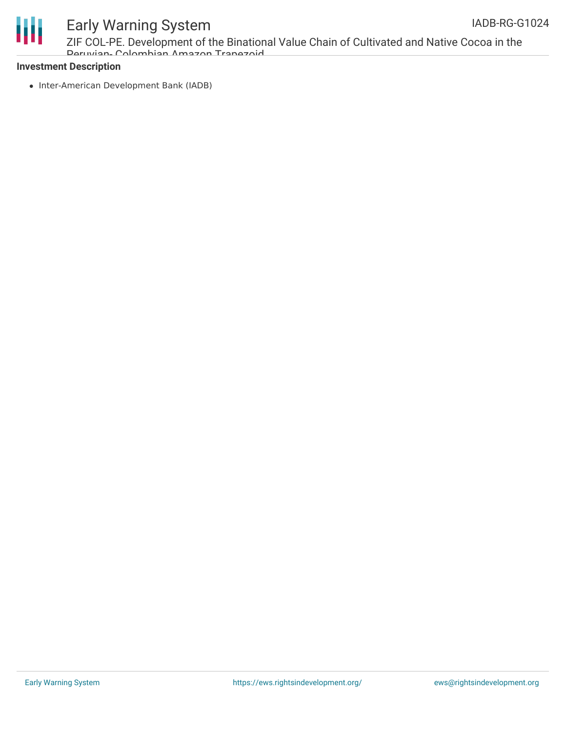**Investment Description**

- Inter-American Development Bank (IADB)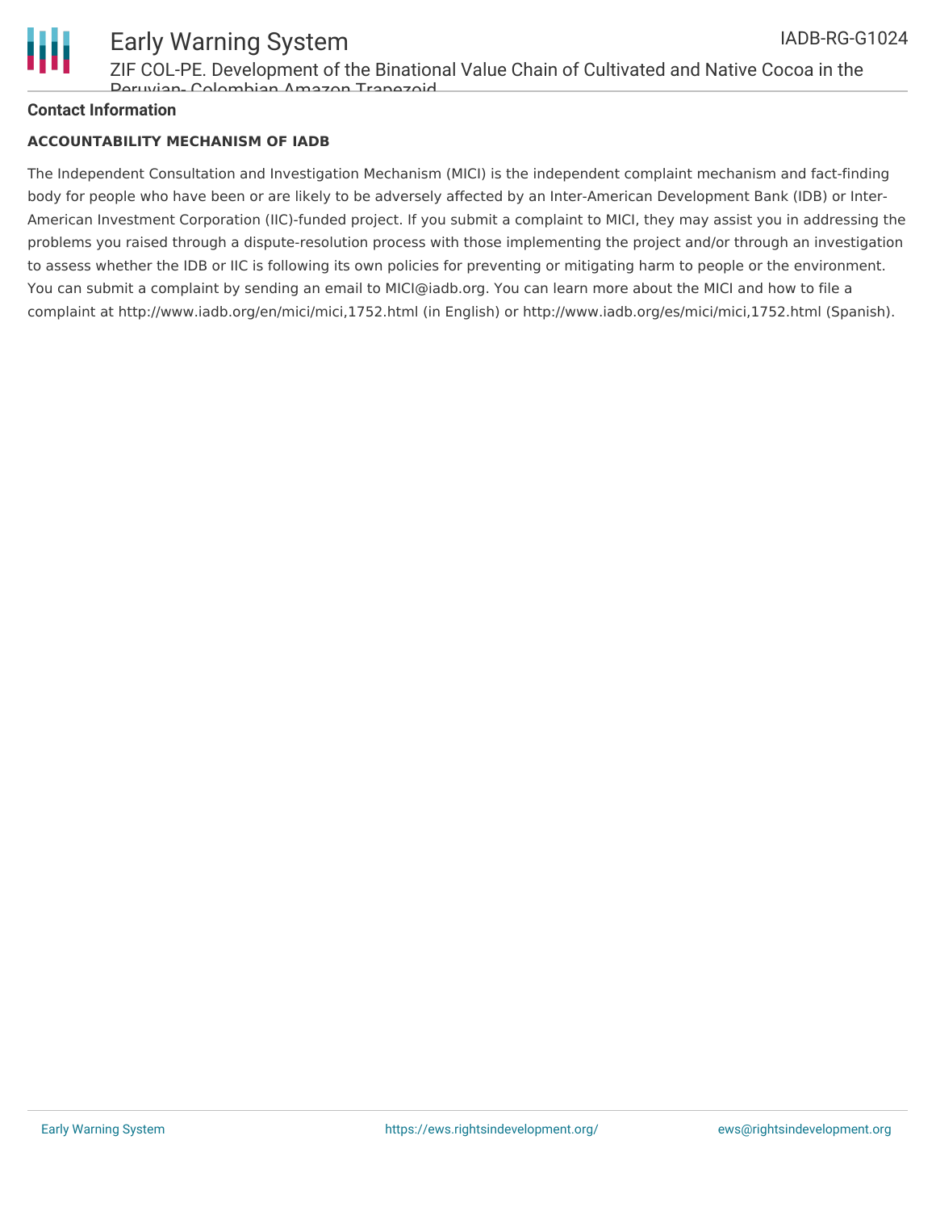**Contact Information**

**ACCOUNTABILITY MECHANISM OF IADB**

The Independent Consultation and Investigation Mechanism (MICI) is the independent complaint mechanism and fact-finding body for people who have been or are likely to be adversely affected by an Inter-American Development Bank (IDB) or Inter-American Investment Corporation (IIC)-funded project. If you submit a complaint to MICI, they may assist you in addressing the problems you raised through a dispute-resolution process with those implementing the project and/or through an investigation to assess whether the IDB or IIC is following its own policies for preventing or mitigating harm to people or the environment. You can submit a complaint by sending an email to MICI@iadb.org. You can learn more about the MICI and how to file a complaint at http://www.iadb.org/en/mici/mici,1752.html (in English) or http://www.iadb.org/es/mici/mici,1752.html (Spanish).